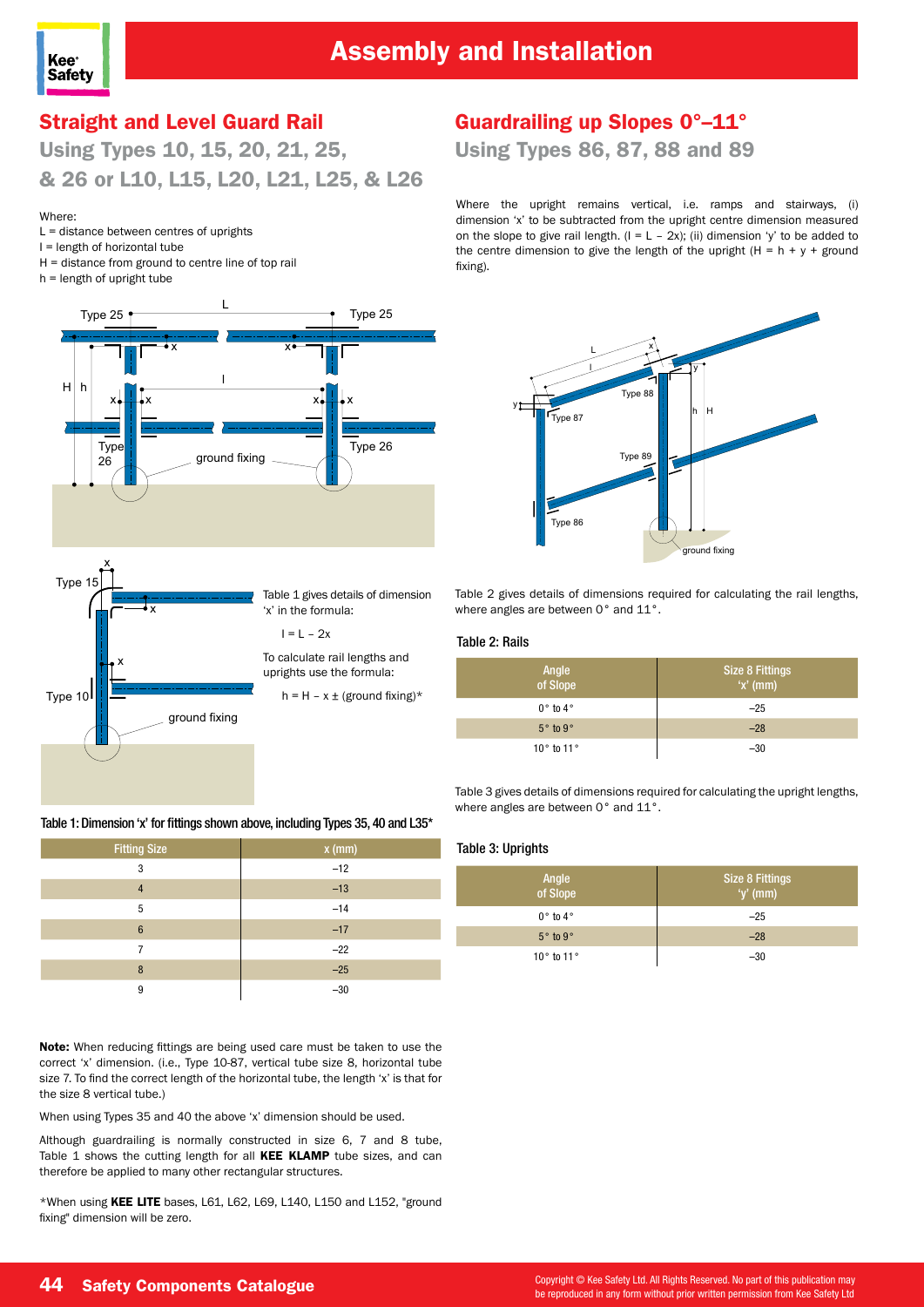# Assembly and Installation

## Straight and Level Guard Rail

### Using Types 10, 15, 20, 21, 25, & 26 or L10, L15, L20, L21, L25, & L26

Where:

L = distance between centres of uprights

l = length of horizontal tube

H = distance from ground to centre line of top rail

h = length of upright tube

Table 1 gives details of dimension 'x' in the formula:

$$l = L - 2x$$

To calculate rail lengths and uprights use the formula:

$$h = H - x \pm \text{(ground fixing)}^*$$

**Table 1: Dimension 'x' for fittings shown above, including Types 35, 40 and L35***

| Fitting Size | x (mm) |
|---|---|
| 3 | –12 |
| 4 | –13 |
| 5 | –14 |
| 6 | –17 |
| 7 | –22 |
| 8 | –25 |
| 9 | –30 |

**Note:** When reducing fittings are being used care must be taken to use the correct 'x' dimension. (i.e., Type 10-87, vertical tube size 8, horizontal tube size 7. To find the correct length of the horizontal tube, the length 'x' is that for the size 8 vertical tube.)

When using Types 35 and 40 the above 'x' dimension should be used.

Although guardrailing is normally constructed in size 6, 7 and 8 tube, Table 1 shows the cutting length for all **KEE KLAMP** tube sizes, and can therefore be applied to many other rectangular structures.

*When using **KEE LITE** bases, L61, L62, L69, L140, L150 and L152, "ground fixing" dimension will be zero.

## Guardrailing up Slopes 0°–11°

### Using Types 86, 87, 88 and 89

Where the upright remains vertical, i.e. ramps and stairways, (i) dimension 'x' to be subtracted from the upright centre dimension measured on the slope to give rail length. ($l = L - 2x$); (ii) dimension 'y' to be added to the centre dimension to give the length of the upright ($H = h + y$ + ground fixing).

Table 2 gives details of dimensions required for calculating the rail lengths, where angles are between 0° and 11°.

**Table 2: Rails**

| Angle of Slope | Size 8 Fittings 'x' (mm) |
|---|---|
| 0° to 4° | –25 |
| 5° to 9° | –28 |
| 10° to 11° | –30 |

Table 3 gives details of dimensions required for calculating the upright lengths, where angles are between 0° and 11°.

**Table 3: Uprights**

| Angle of Slope | Size 8 Fittings 'y' (mm) |
|---|---|
| 0° to 4° | –25 |
| 5° to 9° | –28 |
| 10° to 11° | –30 |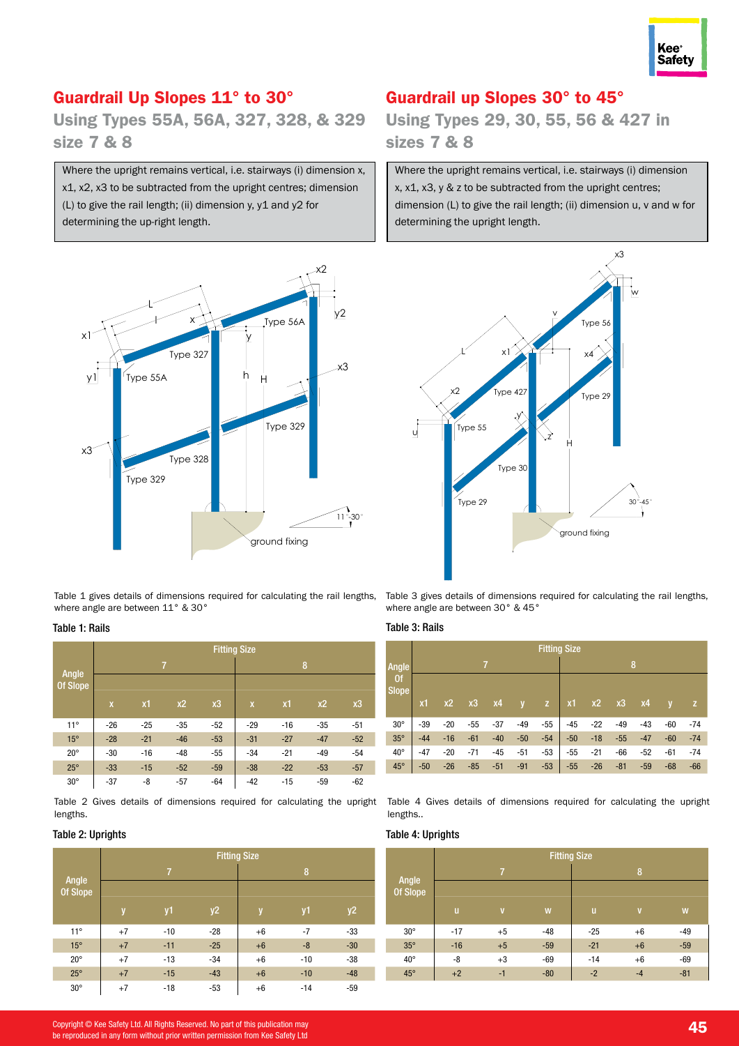## Guardrail Up Slopes 11° to 30°

### Using Types 55A, 56A, 327, 328, & 329 size 7 & 8

Where the upright remains vertical, i.e. stairways (i) dimension x, x1, x2, x3 to be subtracted from the upright centres; dimension (L) to give the rail length; (ii) dimension y, y1 and y2 for determining the up-right length.

Table 1 gives details of dimensions required for calculating the rail lengths, where angle are between 11° & 30°

**Table 1: Rails**

| Angle Of Slope | Fitting Size 7 | | | | Fitting Size 8 | | | |
|---|---|---|---|---|---|---|---|---|
| | x | x1 | x2 | x3 | x | x1 | x2 | x3 |
| 11° | -26 | -25 | -35 | -52 | -29 | -16 | -35 | -51 |
| 15° | -28 | -21 | -46 | -53 | -31 | -27 | -47 | -52 |
| 20° | -30 | -16 | -48 | -55 | -34 | -21 | -49 | -54 |
| 25° | -33 | -15 | -52 | -59 | -38 | -22 | -53 | -57 |
| 30° | -37 | -8 | -57 | -64 | -42 | -15 | -59 | -62 |

Table 2 Gives details of dimensions required for calculating the upright lengths.

**Table 2: Uprights**

| Angle Of Slope | Fitting Size 7 | | | Fitting Size 8 | | |
|---|---|---|---|---|---|---|
| | y | y1 | y2 | y | y1 | y2 |
| 11° | +7 | -10 | -28 | +6 | -7 | -33 |
| 15° | +7 | -11 | -25 | +6 | -8 | -30 |
| 20° | +7 | -13 | -34 | +6 | -10 | -38 |
| 25° | +7 | -15 | -43 | +6 | -10 | -48 |
| 30° | +7 | -18 | -53 | +6 | -14 | -59 |

## Guardrail up Slopes 30° to 45°

### Using Types 29, 30, 55, 56 & 427 in sizes 7 & 8

Where the upright remains vertical, i.e. stairways (i) dimension x, x1, x3, y & z to be subtracted from the upright centres; dimension (L) to give the rail length; (ii) dimension u, v and w for determining the upright length.

Table 3 gives details of dimensions required for calculating the rail lengths, where angle are between 30° & 45°

**Table 3: Rails**

| Angle Of Slope | Fitting Size 7 | | | | | | Fitting Size 8 | | | | | |
|---|---|---|---|---|---|---|---|---|---|---|---|---|
| | x1 | x2 | x3 | x4 | y | z | x1 | x2 | x3 | x4 | y | z |
| 30° | -39 | -20 | -55 | -37 | -49 | -55 | -45 | -22 | -49 | -43 | -60 | -74 |
| 35° | -44 | -16 | -61 | -40 | -50 | -54 | -50 | -18 | -55 | -47 | -60 | -74 |
| 40° | -47 | -20 | -71 | -45 | -51 | -53 | -55 | -21 | -66 | -52 | -61 | -74 |
| 45° | -50 | -26 | -85 | -51 | -91 | -53 | -55 | -26 | -81 | -59 | -68 | -66 |

Table 4 Gives details of dimensions required for calculating the upright lengths..

**Table 4: Uprights**

| Angle Of Slope | Fitting Size 7 | | | Fitting Size 8 | | |
|---|---|---|---|---|---|---|
| | u | v | w | u | v | w |
| 30° | -17 | +5 | -48 | -25 | +6 | -49 |
| 35° | -16 | +5 | -59 | -21 | +6 | -59 |
| 40° | -8 | +3 | -69 | -14 | +6 | -69 |
| 45° | +2 | -1 | -80 | -2 | -4 | -81 |

Copyright © Kee Safety Ltd. All Rights Reserved. No part of this publication may be reproduced in any form without prior written permission from Kee Safety Ltd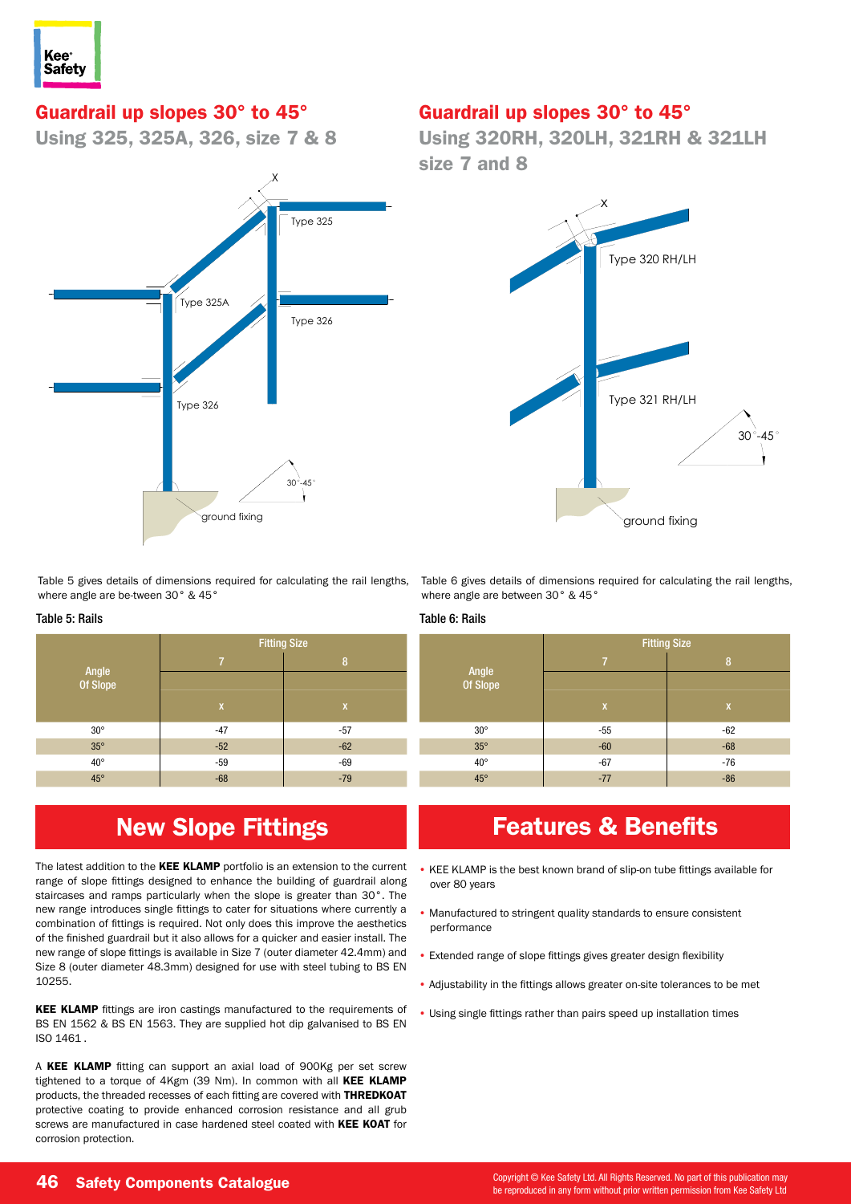## Guardrail up slopes 30° to 45°

### Using 325, 325A, 326, size 7 & 8

Table 5 gives details of dimensions required for calculating the rail lengths, where angle are be-tween 30° & 45°

**Table 5: Rails**

| Angle Of Slope | Fitting Size | |
|---|---|---|
| | 7 | 8 |
| | x | x |
| 30° | -47 | -57 |
| 35° | -52 | -62 |
| 40° | -59 | -69 |
| 45° | -68 | -79 |

## Guardrail up slopes 30° to 45°

### Using 320RH, 320LH, 321RH & 321LH size 7 and 8

Table 6 gives details of dimensions required for calculating the rail lengths, where angle are between 30° & 45°

**Table 6: Rails**

| Angle Of Slope | Fitting Size | |
|---|---|---|
| | 7 | 8 |
| | x | x |
| 30° | -55 | -62 |
| 35° | -60 | -68 |
| 40° | -67 | -76 |
| 45° | -77 | -86 |

## New Slope Fittings

The latest addition to the **KEE KLAMP** portfolio is an extension to the current range of slope fittings designed to enhance the building of guardrail along staircases and ramps particularly when the slope is greater than 30°. The new range introduces single fittings to cater for situations where currently a combination of fittings is required. Not only does this improve the aesthetics of the finished guardrail but it also allows for a quicker and easier install. The new range of slope fittings is available in Size 7 (outer diameter 42.4mm) and Size 8 (outer diameter 48.3mm) designed for use with steel tubing to BS EN 10255.

**KEE KLAMP** fittings are iron castings manufactured to the requirements of BS EN 1562 & BS EN 1563. They are supplied hot dip galvanised to BS EN ISO 1461 .

A **KEE KLAMP** fitting can support an axial load of 900Kg per set screw tightened to a torque of 4Kgm (39 Nm). In common with all **KEE KLAMP** products, the threaded recesses of each fitting are covered with **THREDKOAT** protective coating to provide enhanced corrosion resistance and all grub screws are manufactured in case hardened steel coated with **KEE KOAT** for corrosion protection.

## Features & Benefits

- KEE KLAMP is the best known brand of slip-on tube fittings available for over 80 years
- Manufactured to stringent quality standards to ensure consistent performance
- Extended range of slope fittings gives greater design flexibility
- Adjustability in the fittings allows greater on-site tolerances to be met
- Using single fittings rather than pairs speed up installation times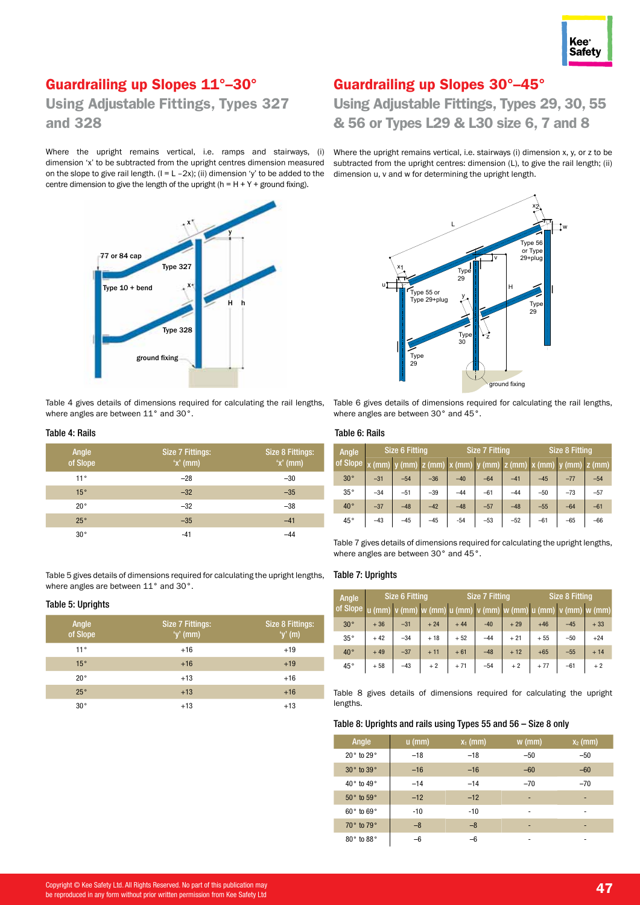## Guardrailing up Slopes 11°–30°

### Using Adjustable Fittings, Types 327 and 328

Where the upright remains vertical, i.e. ramps and stairways, (i) dimension 'x' to be subtracted from the upright centres dimension measured on the slope to give rail length. (l = L –2x); (ii) dimension 'y' to be added to the centre dimension to give the length of the upright (h = H + Y + ground fixing).

Table 4 gives details of dimensions required for calculating the rail lengths, where angles are between 11° and 30°.

**Table 4: Rails**

| Angle of Slope | Size 7 Fittings: 'x' (mm) | Size 8 Fittings: 'x' (mm) |
|---|---|---|
| 11° | –28 | –30 |
| 15° | –32 | –35 |
| 20° | –32 | –38 |
| 25° | –35 | –41 |
| 30° | -41 | –44 |

Table 5 gives details of dimensions required for calculating the upright lengths, where angles are between 11° and 30°.

**Table 5: Uprights**

| Angle of Slope | Size 7 Fittings: 'y' (mm) | Size 8 Fittings: 'y' (m) |
|---|---|---|
| 11° | +16 | +19 |
| 15° | +16 | +19 |
| 20° | +13 | +16 |
| 25° | +13 | +16 |
| 30° | +13 | +13 |

## Guardrailing up Slopes 30°–45°

### Using Adjustable Fittings, Types 29, 30, 55 & 56 or Types L29 & L30 size 6, 7 and 8

Where the upright remains vertical, i.e. stairways (i) dimension x, y, or z to be subtracted from the upright centres: dimension (L), to give the rail length; (ii) dimension u, v and w for determining the upright length.

Table 6 gives details of dimensions required for calculating the rail lengths, where angles are between 30° and 45°.

**Table 6: Rails**

| Angle of Slope | Size 6 Fitting | | | Size 7 Fitting | | | Size 8 Fitting | | |
|---|---|---|---|---|---|---|---|---|---|
| | x (mm) | y (mm) | z (mm) | x (mm) | y (mm) | z (mm) | x (mm) | y (mm) | z (mm) |
| 30° | –31 | –54 | –36 | –40 | –64 | –41 | –45 | –77 | –54 |
| 35° | –34 | –51 | –39 | –44 | –61 | –44 | –50 | –73 | –57 |
| 40° | –37 | –48 | –42 | –48 | –57 | –48 | –55 | –64 | –61 |
| 45° | –43 | –45 | –45 | -54 | –53 | –52 | –61 | –65 | –66 |

Table 7 gives details of dimensions required for calculating the upright lengths, where angles are between 30° and 45°.

**Table 7: Uprights**

| Angle of Slope | Size 6 Fitting | | | Size 7 Fitting | | | Size 8 Fitting | | |
|---|---|---|---|---|---|---|---|---|---|
| | u (mm) | v (mm) | w (mm) | u (mm) | v (mm) | w (mm) | u (mm) | v (mm) | w (mm) |
| 30° | + 36 | –31 | + 24 | + 44 | –40 | + 29 | +46 | –45 | + 33 |
| 35° | + 42 | –34 | + 18 | + 52 | –44 | + 21 | + 55 | –50 | +24 |
| 40° | + 49 | –37 | + 11 | + 61 | –48 | + 12 | +65 | –55 | + 14 |
| 45° | + 58 | –43 | + 2 | + 71 | –54 | + 2 | + 77 | –61 | + 2 |

Table 8 gives details of dimensions required for calculating the upright lengths.

**Table 8: Uprights and rails using Types 55 and 56 – Size 8 only**

| Angle | u (mm) | $x_1$ (mm) | w (mm) | $x_2$ (mm) |
|---|---|---|---|---|
| 20° to 29° | –18 | –18 | –50 | –50 |
| 30° to 39° | –16 | –16 | –60 | –60 |
| 40° to 49° | –14 | –14 | –70 | –70 |
| 50° to 59° | –12 | –12 | - | - |
| 60° to 69° | -10 | -10 | - | - |
| 70° to 79° | –8 | –8 | - | - |
| 80° to 88° | –6 | –6 | - | - |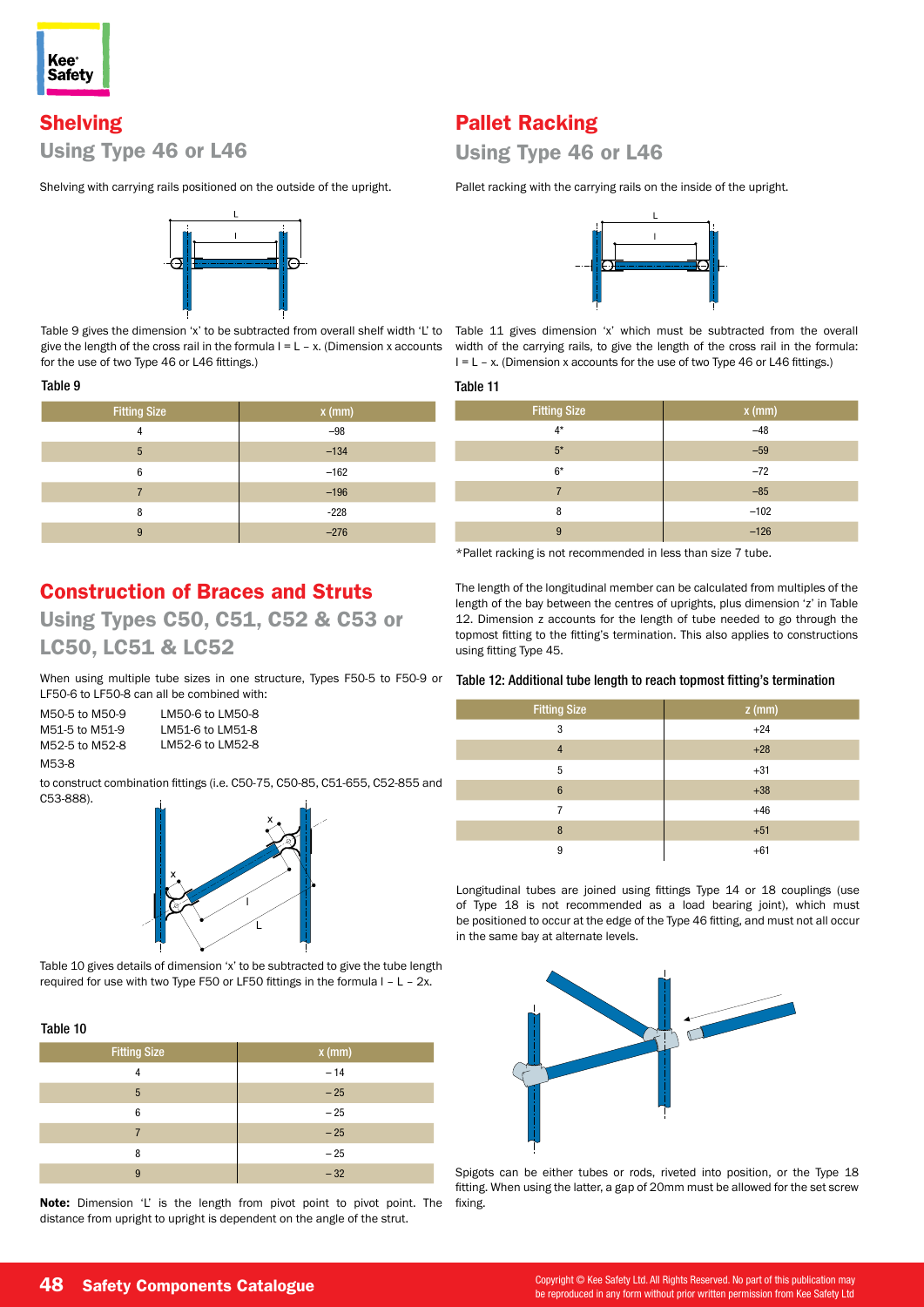## Shelving

### Using Type 46 or L46

Shelving with carrying rails positioned on the outside of the upright.

Table 9 gives the dimension 'x' to be subtracted from overall shelf width 'L' to give the length of the cross rail in the formula l = L – x. (Dimension x accounts for the use of two Type 46 or L46 fittings.)

**Table 9**

| Fitting Size | x (mm) |
| --- | --- |
| 4 | –98 |
| 5 | –134 |
| 6 | –162 |
| 7 | –196 |
| 8 | -228 |
| 9 | –276 |

## Construction of Braces and Struts

### Using Types C50, C51, C52 & C53 or LC50, LC51 & LC52

When using multiple tube sizes in one structure, Types F50-5 to F50-9 or LF50-6 to LF50-8 can all be combined with:

| | |
| --- | --- |
| M50-5 to M50-9 | LM50-6 to LM50-8 |
| M51-5 to M51-9 | LM51-6 to LM51-8 |
| M52-5 to M52-8 | LM52-6 to LM52-8 |
| M53-8 | |

to construct combination fittings (i.e. C50-75, C50-85, C51-655, C52-855 and C53-888).

Table 10 gives details of dimension 'x' to be subtracted to give the tube length required for use with two Type F50 or LF50 fittings in the formula l – L – 2x.

**Table 10**

| Fitting Size | x (mm) |
| --- | --- |
| 4 | – 14 |
| 5 | – 25 |
| 6 | – 25 |
| 7 | – 25 |
| 8 | – 25 |
| 9 | – 32 |

**Note:** Dimension 'L' is the length from pivot point to pivot point. The distance from upright to upright is dependent on the angle of the strut.

## Pallet Racking

### Using Type 46 or L46

Pallet racking with the carrying rails on the inside of the upright.

Table 11 gives dimension 'x' which must be subtracted from the overall width of the carrying rails, to give the length of the cross rail in the formula: l = L – x. (Dimension x accounts for the use of two Type 46 or L46 fittings.)

**Table 11**

| Fitting Size | x (mm) |
| --- | --- |
| 4* | –48 |
| 5* | –59 |
| 6* | –72 |
| 7 | –85 |
| 8 | –102 |
| 9 | –126 |

*Pallet racking is not recommended in less than size 7 tube.

The length of the longitudinal member can be calculated from multiples of the length of the bay between the centres of uprights, plus dimension 'z' in Table 12. Dimension z accounts for the length of tube needed to go through the topmost fitting to the fitting's termination. This also applies to constructions using fitting Type 45.

**Table 12: Additional tube length to reach topmost fitting's termination**

| Fitting Size | z (mm) |
| --- | --- |
| 3 | +24 |
| 4 | +28 |
| 5 | +31 |
| 6 | +38 |
| 7 | +46 |
| 8 | +51 |
| 9 | +61 |

Longitudinal tubes are joined using fittings Type 14 or 18 couplings (use of Type 18 is not recommended as a load bearing joint), which must be positioned to occur at the edge of the Type 46 fitting, and must not all occur in the same bay at alternate levels.

Spigots can be either tubes or rods, riveted into position, or the Type 18 fitting. When using the latter, a gap of 20mm must be allowed for the set screw fixing.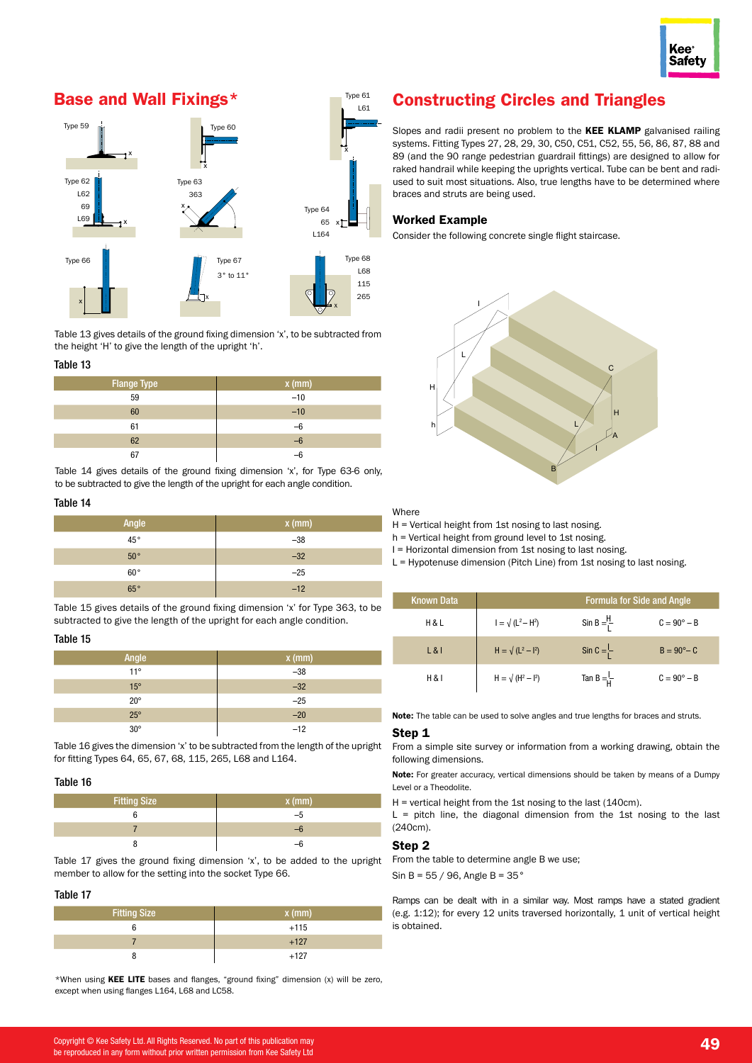## Base and Wall Fixings*

Table 13 gives details of the ground fixing dimension 'x', to be subtracted from the height 'H' to give the length of the upright 'h'.

### Table 13

| Flange Type | x (mm) |
|---|---|
| 59 | –10 |
| 60 | –10 |
| 61 | –6 |
| 62 | –6 |
| 67 | –6 |

Table 14 gives details of the ground fixing dimension 'x', for Type 63-6 only, to be subtracted to give the length of the upright for each angle condition.

### Table 14

| Angle | x (mm) |
|---|---|
| 45° | –38 |
| 50° | –32 |
| 60° | –25 |
| 65° | –12 |

Table 15 gives details of the ground fixing dimension 'x' for Type 363, to be subtracted to give the length of the upright for each angle condition.

### Table 15

| Angle | x (mm) |
|---|---|
| 11° | –38 |
| 15° | –32 |
| 20° | –25 |
| 25° | –20 |
| 30° | –12 |

Table 16 gives the dimension 'x' to be subtracted from the length of the upright for fitting Types 64, 65, 67, 68, 115, 265, L68 and L164.

### Table 16

| Fitting Size | x (mm) |
|---|---|
| 6 | –5 |
| 7 | –6 |
| 8 | –6 |

Table 17 gives the ground fixing dimension 'x', to be added to the upright member to allow for the setting into the socket Type 66.

### Table 17

| Fitting Size | x (mm) |
|---|---|
| 6 | +115 |
| 7 | +127 |
| 8 | +127 |

*When using **KEE LITE** bases and flanges, "ground fixing" dimension (x) will be zero, except when using flanges L164, L68 and LC58.

## Constructing Circles and Triangles

Slopes and radii present no problem to the **KEE KLAMP** galvanised railing systems. Fitting Types 27, 28, 29, 30, C50, C51, C52, 55, 56, 86, 87, 88 and 89 (and the 90 range pedestrian guardrail fittings) are designed to allow for raked handrail while keeping the uprights vertical. Tube can be bent and radiused to suit most situations. Also, true lengths have to be determined where braces and struts are being used.

### Worked Example

Consider the following concrete single flight staircase.

Where

H = Vertical height from 1st nosing to last nosing.
h = Vertical height from ground level to 1st nosing.
l = Horizontal dimension from 1st nosing to last nosing.
L = Hypotenuse dimension (Pitch Line) from 1st nosing to last nosing.

| Known Data | Formula for Side and Angle | | |
|---|---|---|---|
| H & L | $l = \sqrt{(L^2 - H^2)}$ | $\text{Sin B} = \frac{H}{L}$ | $C = 90° - B$ |
| L & l | $H = \sqrt{(L^2 - l^2)}$ | $\text{Sin C} = \frac{l}{L}$ | $B = 90° - C$ |
| H & l | $H = \sqrt{(H^2 - l^2)}$ | $\text{Tan B} = \frac{l}{H}$ | $C = 90° - B$ |

**Note:** The table can be used to solve angles and true lengths for braces and struts.

### Step 1

From a simple site survey or information from a working drawing, obtain the following dimensions.

**Note:** For greater accuracy, vertical dimensions should be taken by means of a Dumpy Level or a Theodolite.

H = vertical height from the 1st nosing to the last (140cm).
L = pitch line, the diagonal dimension from the 1st nosing to the last (240cm).

### Step 2

From the table to determine angle B we use;

Sin B = 55 / 96, Angle B = 35°

Ramps can be dealt with in a similar way. Most ramps have a stated gradient (e.g. 1:12); for every 12 units traversed horizontally, 1 unit of vertical height is obtained.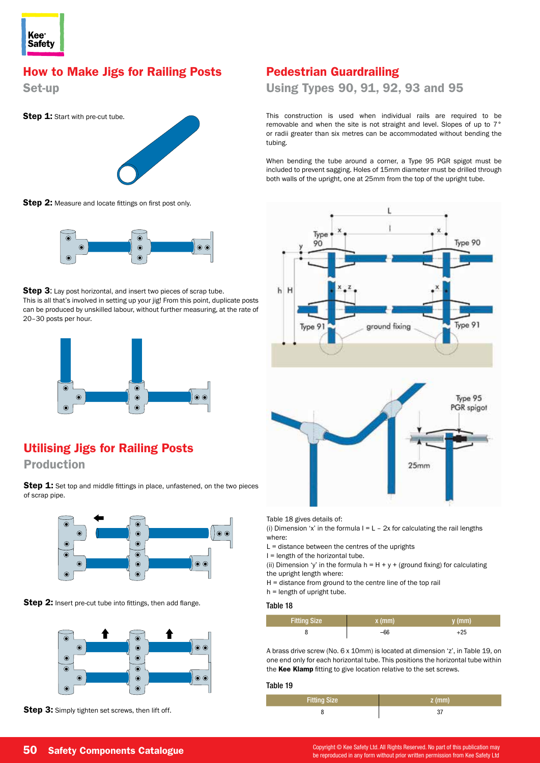## How to Make Jigs for Railing Posts

### Set-up

**Step 1:** Start with pre-cut tube.

**Step 2:** Measure and locate fittings on first post only.

**Step 3**: Lay post horizontal, and insert two pieces of scrap tube. This is all that's involved in setting up your jig! From this point, duplicate posts can be produced by unskilled labour, without further measuring, at the rate of 20–30 posts per hour.

## Utilising Jigs for Railing Posts

### Production

**Step 1:** Set top and middle fittings in place, unfastened, on the two pieces of scrap pipe.

**Step 2:** Insert pre-cut tube into fittings, then add flange.

**Step 3:** Simply tighten set screws, then lift off.

## Pedestrian Guardrailing

### Using Types 90, 91, 92, 93 and 95

This construction is used when individual rails are required to be removable and when the site is not straight and level. Slopes of up to 7° or radii greater than six metres can be accommodated without bending the tubing.

When bending the tube around a corner, a Type 95 PGR spigot must be included to prevent sagging. Holes of 15mm diameter must be drilled through both walls of the upright, one at 25mm from the top of the upright tube.

Table 18 gives details of:

(i) Dimension 'x' in the formula $l = L - 2x$ for calculating the rail lengths where:

L = distance between the centres of the uprights

l = length of the horizontal tube.

(ii) Dimension 'y' in the formula $h = H + y$ + (ground fixing) for calculating the upright length where:

H = distance from ground to the centre line of the top rail

h = length of upright tube.

**Table 18**

| Fitting Size | x (mm) | y (mm) |
|---|---|---|
| 8 | –66 | +25 |

A brass drive screw (No. 6 x 10mm) is located at dimension 'z', in Table 19, on one end only for each horizontal tube. This positions the horizontal tube within the **Kee Klamp** fitting to give location relative to the set screws.

**Table 19**

| Fitting Size | z (mm) |
|---|---|
| 8 | 37 |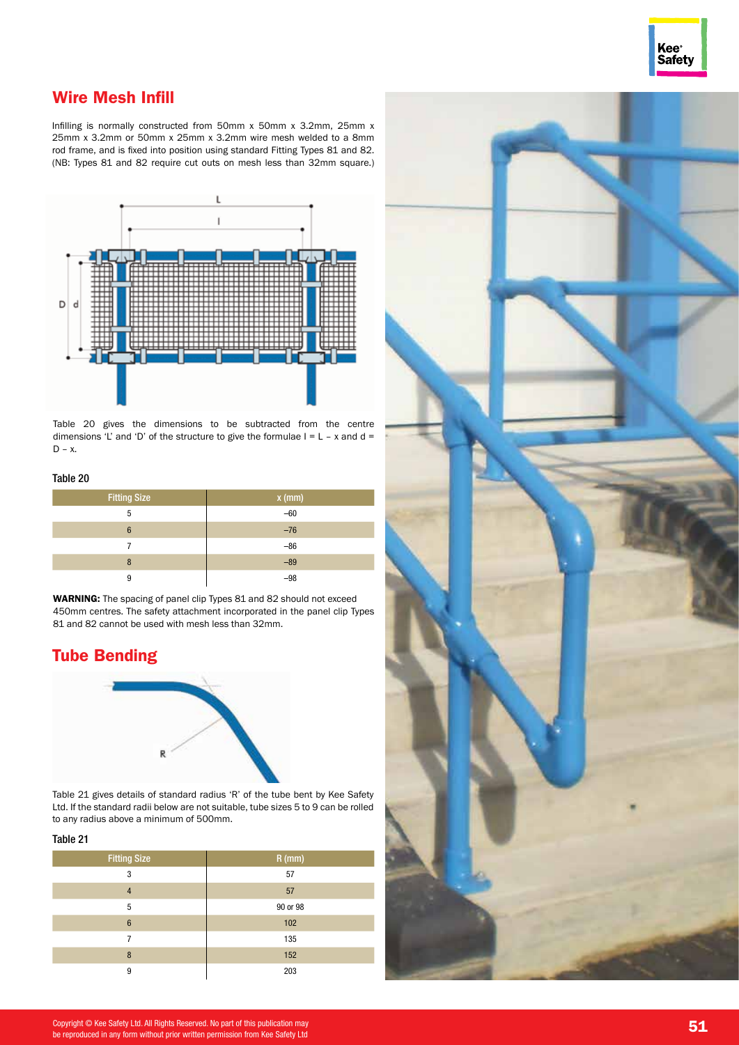## Wire Mesh Infill

Infilling is normally constructed from 50mm x 50mm x 3.2mm, 25mm x 25mm x 3.2mm or 50mm x 25mm x 3.2mm wire mesh welded to a 8mm rod frame, and is fixed into position using standard Fitting Types 81 and 82. (NB: Types 81 and 82 require cut outs on mesh less than 32mm square.)

Table 20 gives the dimensions to be subtracted from the centre dimensions 'L' and 'D' of the structure to give the formulae $l = L - x$ and $d = D - x$.

**Table 20**

| Fitting Size | x (mm) |
|---|---|
| 5 | −60 |
| 6 | −76 |
| 7 | −86 |
| 8 | −89 |
| 9 | −98 |

**WARNING:** The spacing of panel clip Types 81 and 82 should not exceed 450mm centres. The safety attachment incorporated in the panel clip Types 81 and 82 cannot be used with mesh less than 32mm.

## Tube Bending

Table 21 gives details of standard radius 'R' of the tube bent by Kee Safety Ltd. If the standard radii below are not suitable, tube sizes 5 to 9 can be rolled to any radius above a minimum of 500mm.

**Table 21**

| Fitting Size | R (mm) |
|---|---|
| 3 | 57 |
| 4 | 57 |
| 5 | 90 or 98 |
| 6 | 102 |
| 7 | 135 |
| 8 | 152 |
| 9 | 203 |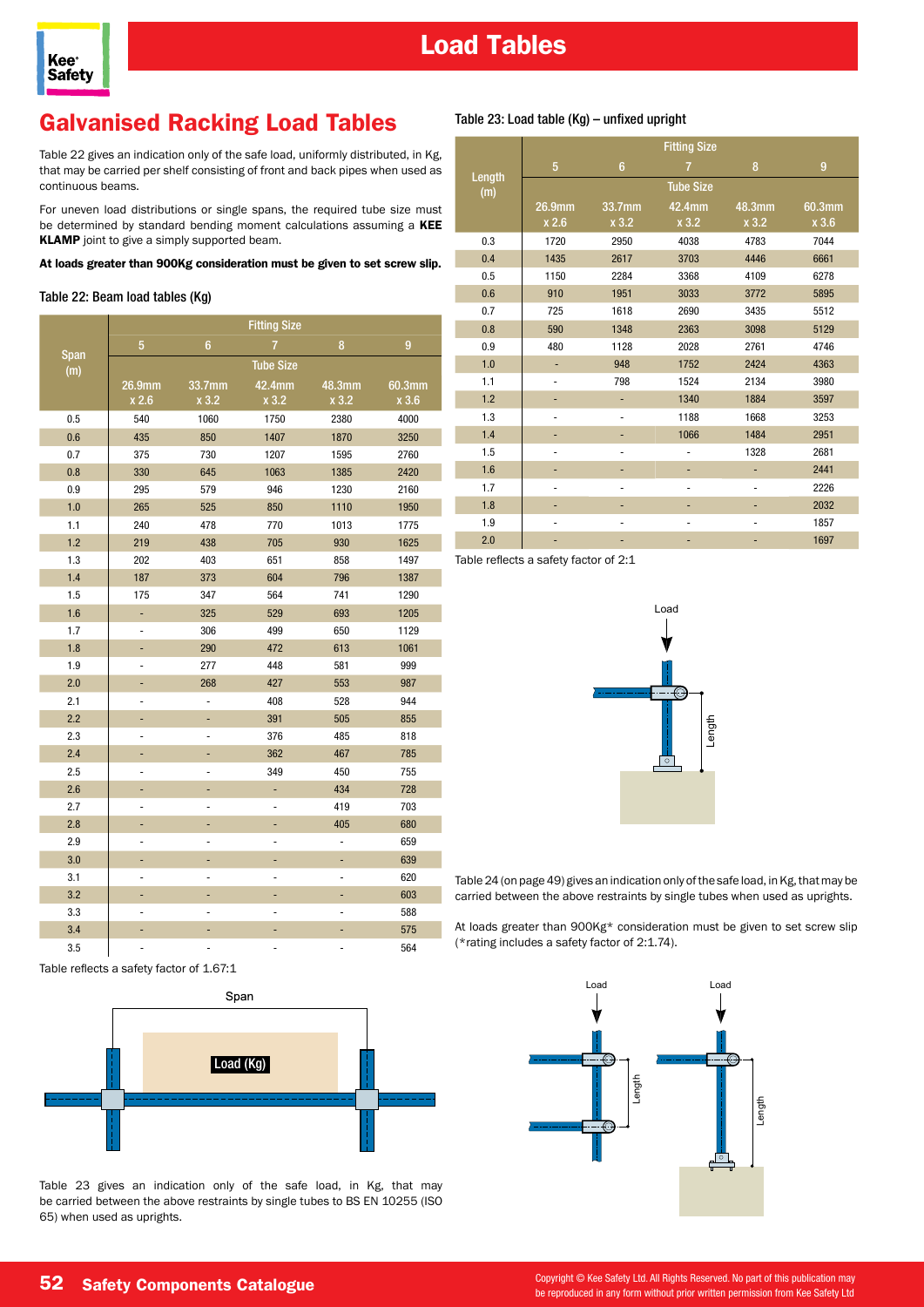# Load Tables

## Galvanised Racking Load Tables

Table 22 gives an indication only of the safe load, uniformly distributed, in Kg, that may be carried per shelf consisting of front and back pipes when used as continuous beams.

For uneven load distributions or single spans, the required tube size must be determined by standard bending moment calculations assuming a **KEE KLAMP** joint to give a simply supported beam.

**At loads greater than 900Kg consideration must be given to set screw slip.**

### Table 22: Beam load tables (Kg)

| Span (m) | Fitting Size | | | | |
|---|---|---|---|---|---|
| | 5 | 6 | 7 | 8 | 9 |
| | Tube Size | | | | |
| | 26.9mm x 2.6 | 33.7mm x 3.2 | 42.4mm x 3.2 | 48.3mm x 3.2 | 60.3mm x 3.6 |
| 0.5 | 540 | 1060 | 1750 | 2380 | 4000 |
| 0.6 | 435 | 850 | 1407 | 1870 | 3250 |
| 0.7 | 375 | 730 | 1207 | 1595 | 2760 |
| 0.8 | 330 | 645 | 1063 | 1385 | 2420 |
| 0.9 | 295 | 579 | 946 | 1230 | 2160 |
| 1.0 | 265 | 525 | 850 | 1110 | 1950 |
| 1.1 | 240 | 478 | 770 | 1013 | 1775 |
| 1.2 | 219 | 438 | 705 | 930 | 1625 |
| 1.3 | 202 | 403 | 651 | 858 | 1497 |
| 1.4 | 187 | 373 | 604 | 796 | 1387 |
| 1.5 | 175 | 347 | 564 | 741 | 1290 |
| 1.6 | - | 325 | 529 | 693 | 1205 |
| 1.7 | - | 306 | 499 | 650 | 1129 |
| 1.8 | - | 290 | 472 | 613 | 1061 |
| 1.9 | - | 277 | 448 | 581 | 999 |
| 2.0 | - | 268 | 427 | 553 | 987 |
| 2.1 | - | - | 408 | 528 | 944 |
| 2.2 | - | - | 391 | 505 | 855 |
| 2.3 | - | - | 376 | 485 | 818 |
| 2.4 | - | - | 362 | 467 | 785 |
| 2.5 | - | - | 349 | 450 | 755 |
| 2.6 | - | - | - | 434 | 728 |
| 2.7 | - | - | - | 419 | 703 |
| 2.8 | - | - | - | 405 | 680 |
| 2.9 | - | - | - | - | 659 |
| 3.0 | - | - | - | - | 639 |
| 3.1 | - | - | - | - | 620 |
| 3.2 | - | - | - | - | 603 |
| 3.3 | - | - | - | - | 588 |
| 3.4 | - | - | - | - | 575 |
| 3.5 | - | - | - | - | 564 |

Table reflects a safety factor of 1.67:1

Table 23 gives an indication only of the safe load, in Kg, that may be carried between the above restraints by single tubes to BS EN 10255 (ISO 65) when used as uprights.

### Table 23: Load table (Kg) – unfixed upright

| Length (m) | Fitting Size | | | | |
|---|---|---|---|---|---|
| | 5 | 6 | 7 | 8 | 9 |
| | Tube Size | | | | |
| | 26.9mm x 2.6 | 33.7mm x 3.2 | 42.4mm x 3.2 | 48.3mm x 3.2 | 60.3mm x 3.6 |
| 0.3 | 1720 | 2950 | 4038 | 4783 | 7044 |
| 0.4 | 1435 | 2617 | 3703 | 4446 | 6661 |
| 0.5 | 1150 | 2284 | 3368 | 4109 | 6278 |
| 0.6 | 910 | 1951 | 3033 | 3772 | 5895 |
| 0.7 | 725 | 1618 | 2690 | 3435 | 5512 |
| 0.8 | 590 | 1348 | 2363 | 3098 | 5129 |
| 0.9 | 480 | 1128 | 2028 | 2761 | 4746 |
| 1.0 | - | 948 | 1752 | 2424 | 4363 |
| 1.1 | - | 798 | 1524 | 2134 | 3980 |
| 1.2 | - | - | 1340 | 1884 | 3597 |
| 1.3 | - | - | 1188 | 1668 | 3253 |
| 1.4 | - | - | 1066 | 1484 | 2951 |
| 1.5 | - | - | - | 1328 | 2681 |
| 1.6 | - | - | - | - | 2441 |
| 1.7 | - | - | - | - | 2226 |
| 1.8 | - | - | - | - | 2032 |
| 1.9 | - | - | - | - | 1857 |
| 2.0 | - | - | - | - | 1697 |

Table reflects a safety factor of 2:1

Table 24 (on page 49) gives an indication only of the safe load, in Kg, that may be carried between the above restraints by single tubes when used as uprights.

At loads greater than 900Kg* consideration must be given to set screw slip (*rating includes a safety factor of 2:1.74).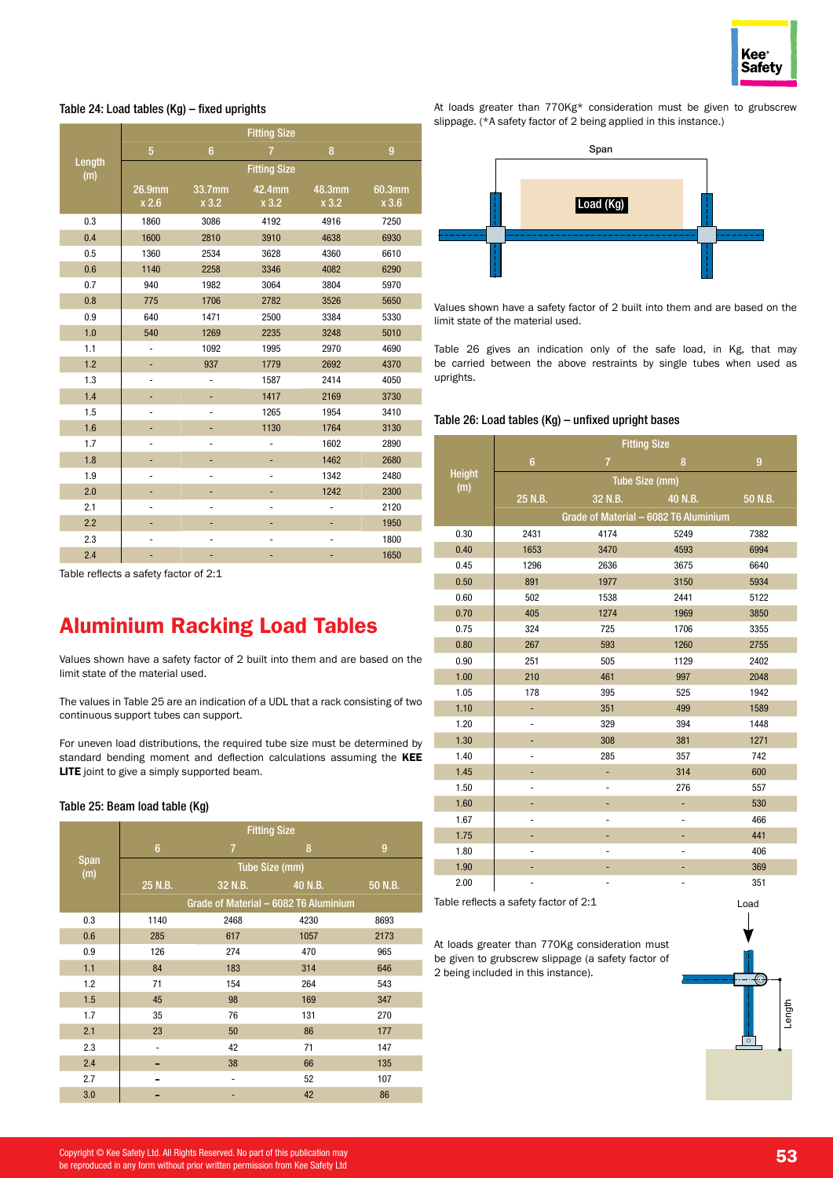Table 24: Load tables (Kg) – fixed uprights

| Length (m) | Fitting Size | | | | |
|---|---|---|---|---|---|
| | 5 | 6 | 7 | 8 | 9 |
| | Fitting Size | | | | |
| | 26.9mm x 2.6 | 33.7mm x 3.2 | 42.4mm x 3.2 | 48.3mm x 3.2 | 60.3mm x 3.6 |
| 0.3 | 1860 | 3086 | 4192 | 4916 | 7250 |
| 0.4 | 1600 | 2810 | 3910 | 4638 | 6930 |
| 0.5 | 1360 | 2534 | 3628 | 4360 | 6610 |
| 0.6 | 1140 | 2258 | 3346 | 4082 | 6290 |
| 0.7 | 940 | 1982 | 3064 | 3804 | 5970 |
| 0.8 | 775 | 1706 | 2782 | 3526 | 5650 |
| 0.9 | 640 | 1471 | 2500 | 3384 | 5330 |
| 1.0 | 540 | 1269 | 2235 | 3248 | 5010 |
| 1.1 | - | 1092 | 1995 | 2970 | 4690 |
| 1.2 | - | 937 | 1779 | 2692 | 4370 |
| 1.3 | - | - | 1587 | 2414 | 4050 |
| 1.4 | - | - | 1417 | 2169 | 3730 |
| 1.5 | - | - | 1265 | 1954 | 3410 |
| 1.6 | - | - | 1130 | 1764 | 3130 |
| 1.7 | - | - | - | 1602 | 2890 |
| 1.8 | - | - | - | 1462 | 2680 |
| 1.9 | - | - | - | 1342 | 2480 |
| 2.0 | - | - | - | 1242 | 2300 |
| 2.1 | - | - | - | - | 2120 |
| 2.2 | - | - | - | - | 1950 |
| 2.3 | - | - | - | - | 1800 |
| 2.4 | - | - | - | - | 1650 |

Table reflects a safety factor of 2:1

## Aluminium Racking Load Tables

Values shown have a safety factor of 2 built into them and are based on the limit state of the material used.

The values in Table 25 are an indication of a UDL that a rack consisting of two continuous support tubes can support.

For uneven load distributions, the required tube size must be determined by standard bending moment and deflection calculations assuming the **KEE LITE** joint to give a simply supported beam.

Table 25: Beam load table (Kg)

| Span (m) | Fitting Size | | | |
|---|---|---|---|---|
| | 6 | 7 | 8 | 9 |
| | Tube Size (mm) | | | |
| | 25 N.B. | 32 N.B. | 40 N.B. | 50 N.B. |
| | Grade of Material – 6082 T6 Aluminium | | | |
| 0.3 | 1140 | 2468 | 4230 | 8693 |
| 0.6 | 285 | 617 | 1057 | 2173 |
| 0.9 | 126 | 274 | 470 | 965 |
| 1.1 | 84 | 183 | 314 | 646 |
| 1.2 | 71 | 154 | 264 | 543 |
| 1.5 | 45 | 98 | 169 | 347 |
| 1.7 | 35 | 76 | 131 | 270 |
| 2.1 | 23 | 50 | 86 | 177 |
| 2.3 | - | 42 | 71 | 147 |
| 2.4 | - | 38 | 66 | 135 |
| 2.7 | - | - | 52 | 107 |
| 3.0 | - | - | 42 | 86 |

At loads greater than 770Kg* consideration must be given to grubscrew slippage. (*A safety factor of 2 being applied in this instance.)

Span

Load (Kg)

Values shown have a safety factor of 2 built into them and are based on the limit state of the material used.

Table 26 gives an indication only of the safe load, in Kg, that may be carried between the above restraints by single tubes when used as uprights.

Table 26: Load tables (Kg) – unfixed upright bases

| Height (m) | Fitting Size | | | |
|---|---|---|---|---|
| | 6 | 7 | 8 | 9 |
| | Tube Size (mm) | | | |
| | 25 N.B. | 32 N.B. | 40 N.B. | 50 N.B. |
| | Grade of Material – 6082 T6 Aluminium | | | |
| 0.30 | 2431 | 4174 | 5249 | 7382 |
| 0.40 | 1653 | 3470 | 4593 | 6994 |
| 0.45 | 1296 | 2636 | 3675 | 6640 |
| 0.50 | 891 | 1977 | 3150 | 5934 |
| 0.60 | 502 | 1538 | 2441 | 5122 |
| 0.70 | 405 | 1274 | 1969 | 3850 |
| 0.75 | 324 | 725 | 1706 | 3355 |
| 0.80 | 267 | 593 | 1260 | 2755 |
| 0.90 | 251 | 505 | 1129 | 2402 |
| 1.00 | 210 | 461 | 997 | 2048 |
| 1.05 | 178 | 395 | 525 | 1942 |
| 1.10 | - | 351 | 499 | 1589 |
| 1.20 | - | 329 | 394 | 1448 |
| 1.30 | - | 308 | 381 | 1271 |
| 1.40 | - | 285 | 357 | 742 |
| 1.45 | - | - | 314 | 600 |
| 1.50 | - | - | 276 | 557 |
| 1.60 | - | - | - | 530 |
| 1.67 | - | - | - | 466 |
| 1.75 | - | - | - | 441 |
| 1.80 | - | - | - | 406 |
| 1.90 | - | - | - | 369 |
| 2.00 | - | - | - | 351 |

Table reflects a safety factor of 2:1

At loads greater than 770Kg consideration must be given to grubscrew slippage (a safety factor of 2 being included in this instance).

Load

Length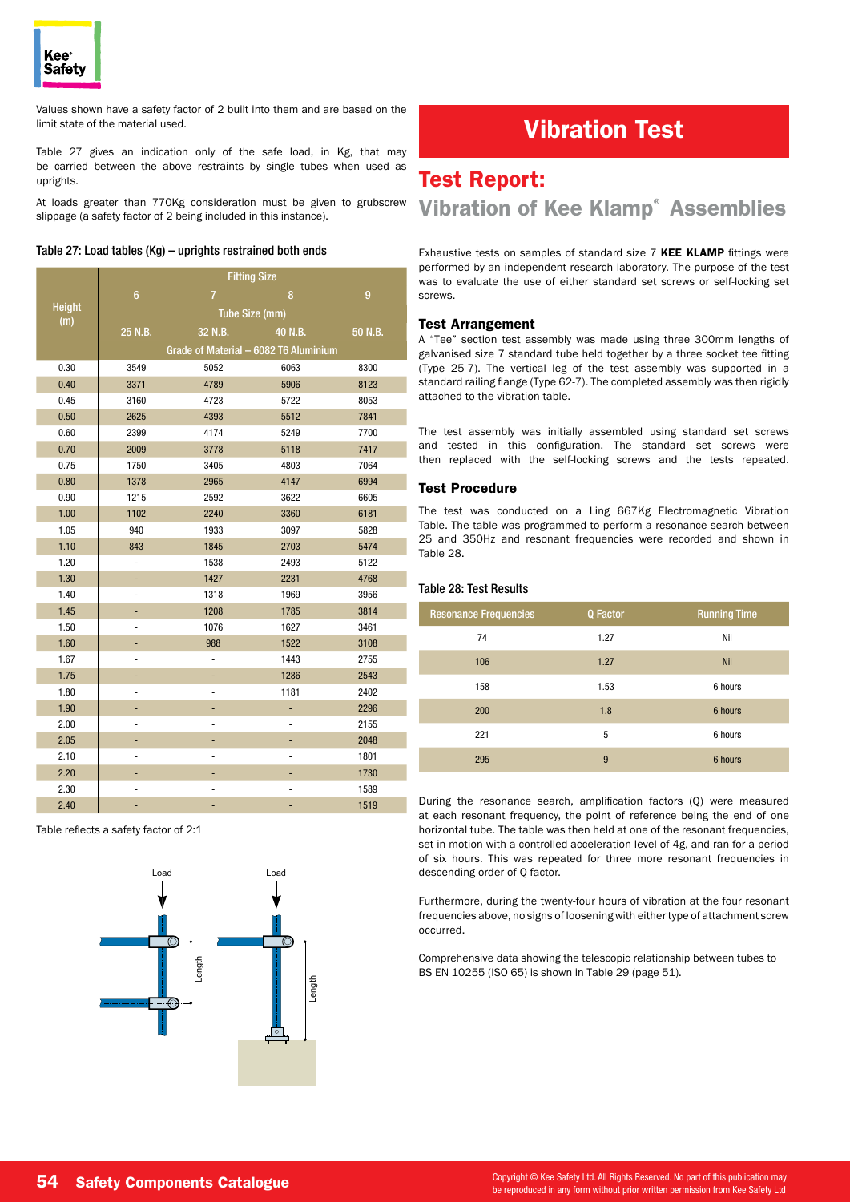Values shown have a safety factor of 2 built into them and are based on the limit state of the material used.

Table 27 gives an indication only of the safe load, in Kg, that may be carried between the above restraints by single tubes when used as uprights.

At loads greater than 770Kg consideration must be given to grubscrew slippage (a safety factor of 2 being included in this instance).

#### Table 27: Load tables (Kg) – uprights restrained both ends

| Height (m) | Fitting Size | | | |
|---|---|---|---|---|
| | 6 | 7 | 8 | 9 |
| | Tube Size (mm) | | | |
| | 25 N.B. | 32 N.B. | 40 N.B. | 50 N.B. |
| | Grade of Material – 6082 T6 Aluminium | | | |
| 0.30 | 3549 | 5052 | 6063 | 8300 |
| 0.40 | 3371 | 4789 | 5906 | 8123 |
| 0.45 | 3160 | 4723 | 5722 | 8053 |
| 0.50 | 2625 | 4393 | 5512 | 7841 |
| 0.60 | 2399 | 4174 | 5249 | 7700 |
| 0.70 | 2009 | 3778 | 5118 | 7417 |
| 0.75 | 1750 | 3405 | 4803 | 7064 |
| 0.80 | 1378 | 2965 | 4147 | 6994 |
| 0.90 | 1215 | 2592 | 3622 | 6605 |
| 1.00 | 1102 | 2240 | 3360 | 6181 |
| 1.05 | 940 | 1933 | 3097 | 5828 |
| 1.10 | 843 | 1845 | 2703 | 5474 |
| 1.20 | - | 1538 | 2493 | 5122 |
| 1.30 | - | 1427 | 2231 | 4768 |
| 1.40 | - | 1318 | 1969 | 3956 |
| 1.45 | - | 1208 | 1785 | 3814 |
| 1.50 | - | 1076 | 1627 | 3461 |
| 1.60 | - | 988 | 1522 | 3108 |
| 1.67 | - | - | 1443 | 2755 |
| 1.75 | - | - | 1286 | 2543 |
| 1.80 | - | - | 1181 | 2402 |
| 1.90 | - | - | - | 2296 |
| 2.00 | - | - | - | 2155 |
| 2.05 | - | - | - | 2048 |
| 2.10 | - | - | - | 1801 |
| 2.20 | - | - | - | 1730 |
| 2.30 | - | - | - | 1589 |
| 2.40 | - | - | - | 1519 |

Table reflects a safety factor of 2:1

# Vibration Test

## Test Report: Vibration of Kee Klamp® Assemblies

Exhaustive tests on samples of standard size 7 **KEE KLAMP** fittings were performed by an independent research laboratory. The purpose of the test was to evaluate the use of either standard set screws or self-locking set screws.

### Test Arrangement

A "Tee" section test assembly was made using three 300mm lengths of galvanised size 7 standard tube held together by a three socket tee fitting (Type 25-7). The vertical leg of the test assembly was supported in a standard railing flange (Type 62-7). The completed assembly was then rigidly attached to the vibration table.

The test assembly was initially assembled using standard set screws and tested in this configuration. The standard set screws were then replaced with the self-locking screws and the tests repeated.

### Test Procedure

The test was conducted on a Ling 667Kg Electromagnetic Vibration Table. The table was programmed to perform a resonance search between 25 and 350Hz and resonant frequencies were recorded and shown in Table 28.

#### Table 28: Test Results

| Resonance Frequencies | Q Factor | Running Time |
|---|---|---|
| 74 | 1.27 | Nil |
| 106 | 1.27 | Nil |
| 158 | 1.53 | 6 hours |
| 200 | 1.8 | 6 hours |
| 221 | 5 | 6 hours |
| 295 | 9 | 6 hours |

During the resonance search, amplification factors (Q) were measured at each resonant frequency, the point of reference being the end of one horizontal tube. The table was then held at one of the resonant frequencies, set in motion with a controlled acceleration level of 4g, and ran for a period of six hours. This was repeated for three more resonant frequencies in descending order of Q factor.

Furthermore, during the twenty-four hours of vibration at the four resonant frequencies above, no signs of loosening with either type of attachment screw occurred.

Comprehensive data showing the telescopic relationship between tubes to BS EN 10255 (ISO 65) is shown in Table 29 (page 51).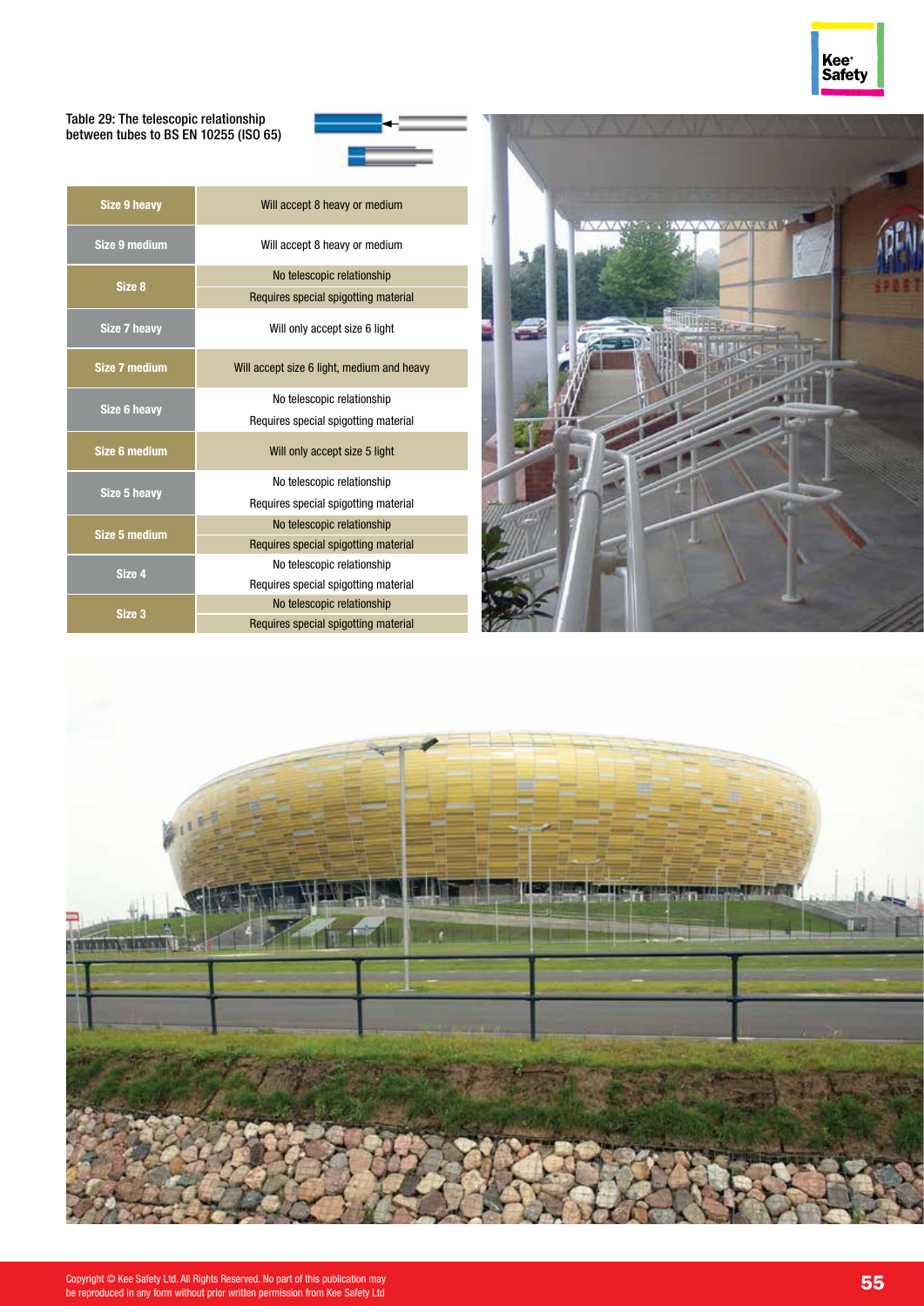Table 29: The telescopic relationship between tubes to BS EN 10255 (ISO 65)

| | |
|---|---|
| Size 9 heavy | Will accept 8 heavy or medium |
| Size 9 medium | Will accept 8 heavy or medium |
| Size 8 | No telescopic relationship<br>Requires special spigotting material |
| Size 7 heavy | Will only accept size 6 light |
| Size 7 medium | Will accept size 6 light, medium and heavy |
| Size 6 heavy | No telescopic relationship<br>Requires special spigotting material |
| Size 6 medium | Will only accept size 5 light |
| Size 5 heavy | No telescopic relationship<br>Requires special spigotting material |
| Size 5 medium | No telescopic relationship<br>Requires special spigotting material |
| Size 4 | No telescopic relationship<br>Requires special spigotting material |
| Size 3 | No telescopic relationship<br>Requires special spigotting material |

Copyright © Kee Safety Ltd. All Rights Reserved. No part of this publication may be reproduced in any form without prior written permission from Kee Safety Ltd